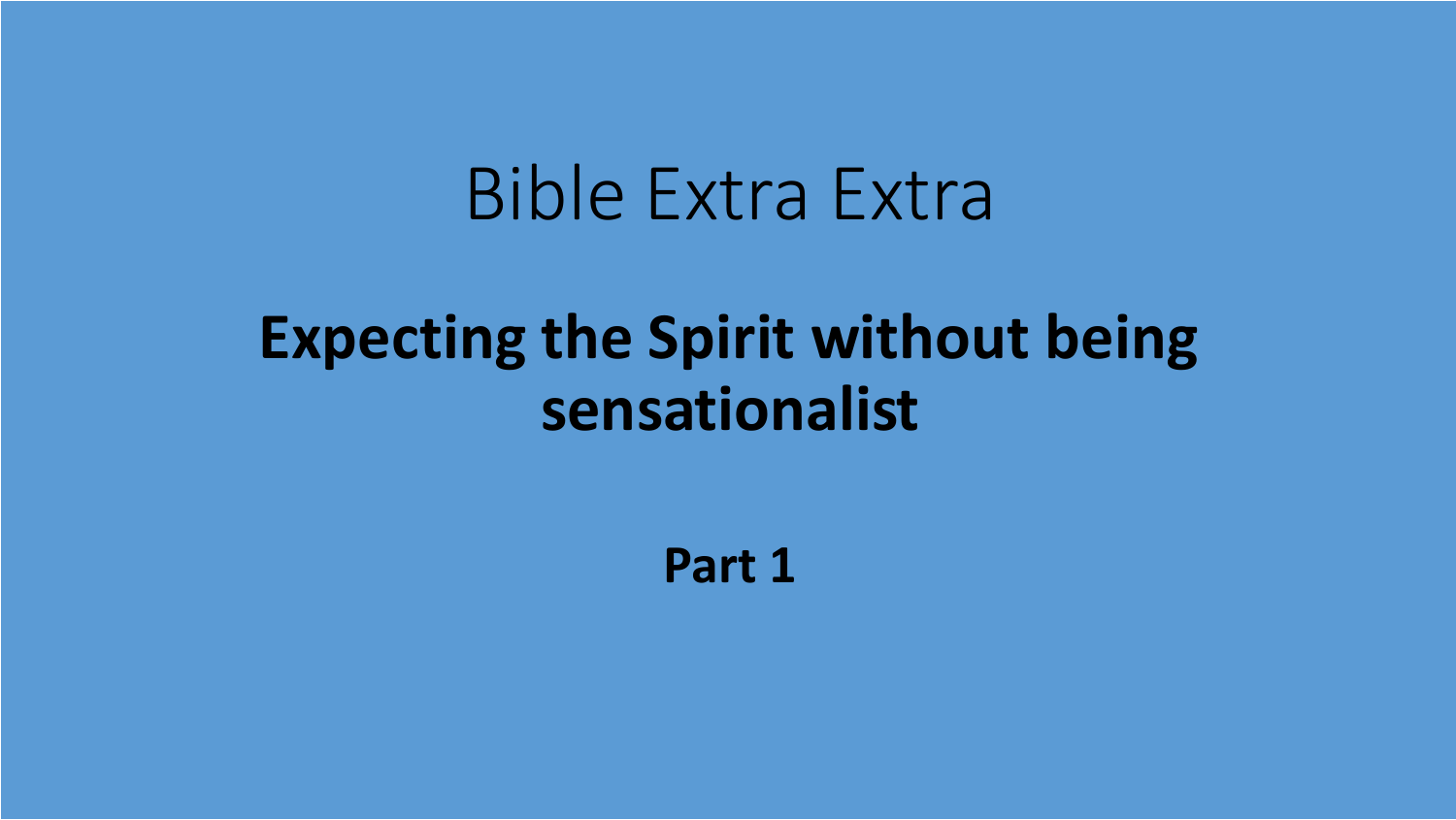# Bible Extra Extra

## Expecting the Spirit without being sensationalist

**Part 1**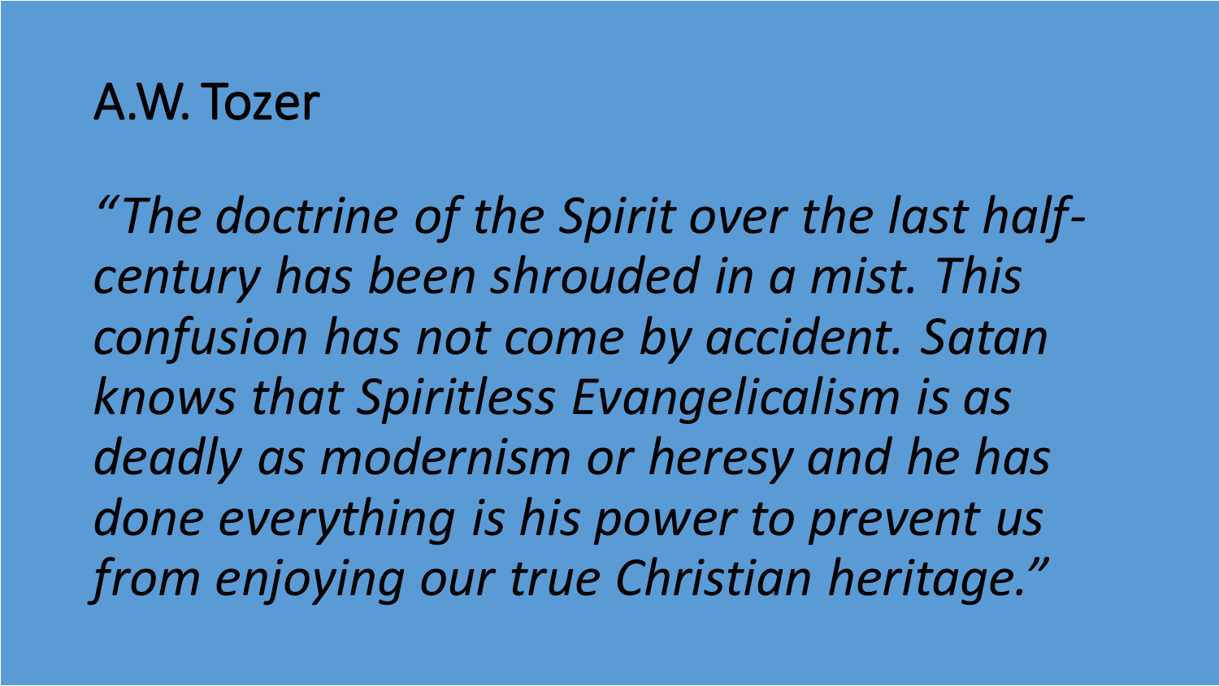# A.W. Tozer

*"The doctrine of the Spirit over the last half-century has been shrouded in a mist. This confusion has not come by accident. Satan knows that Spiritless Evangelicalism is as deadly as modernism or heresy and he has done everything is his power to prevent us from enjoying our true Christian heritage."*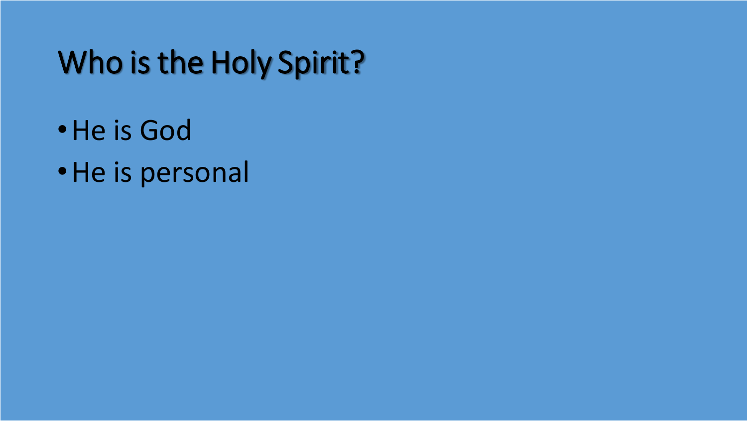# Who is the Holy Spirit?

- He is God
- He is personal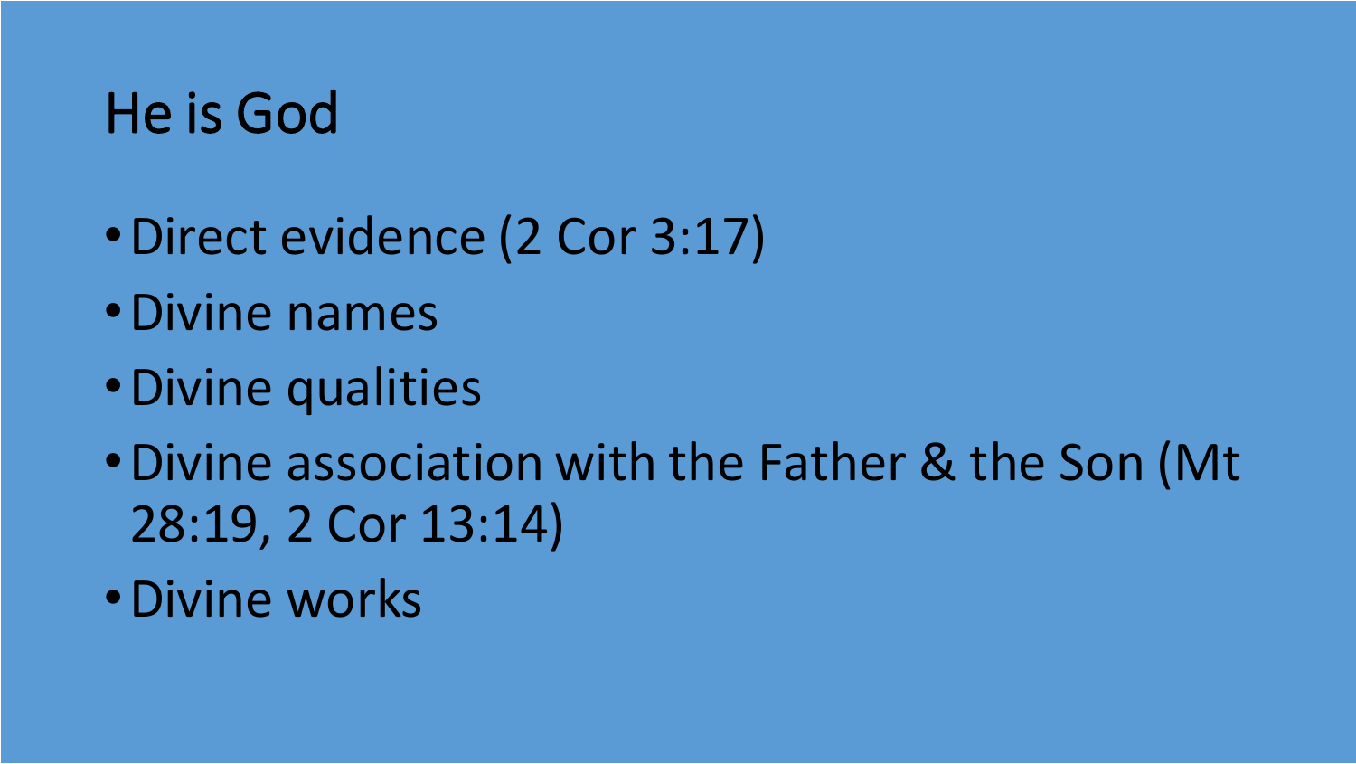# He is God

- Direct evidence (2 Cor 3:17)
- Divine names
- Divine qualities
- Divine association with the Father & the Son (Mt 28:19, 2 Cor 13:14)
- Divine works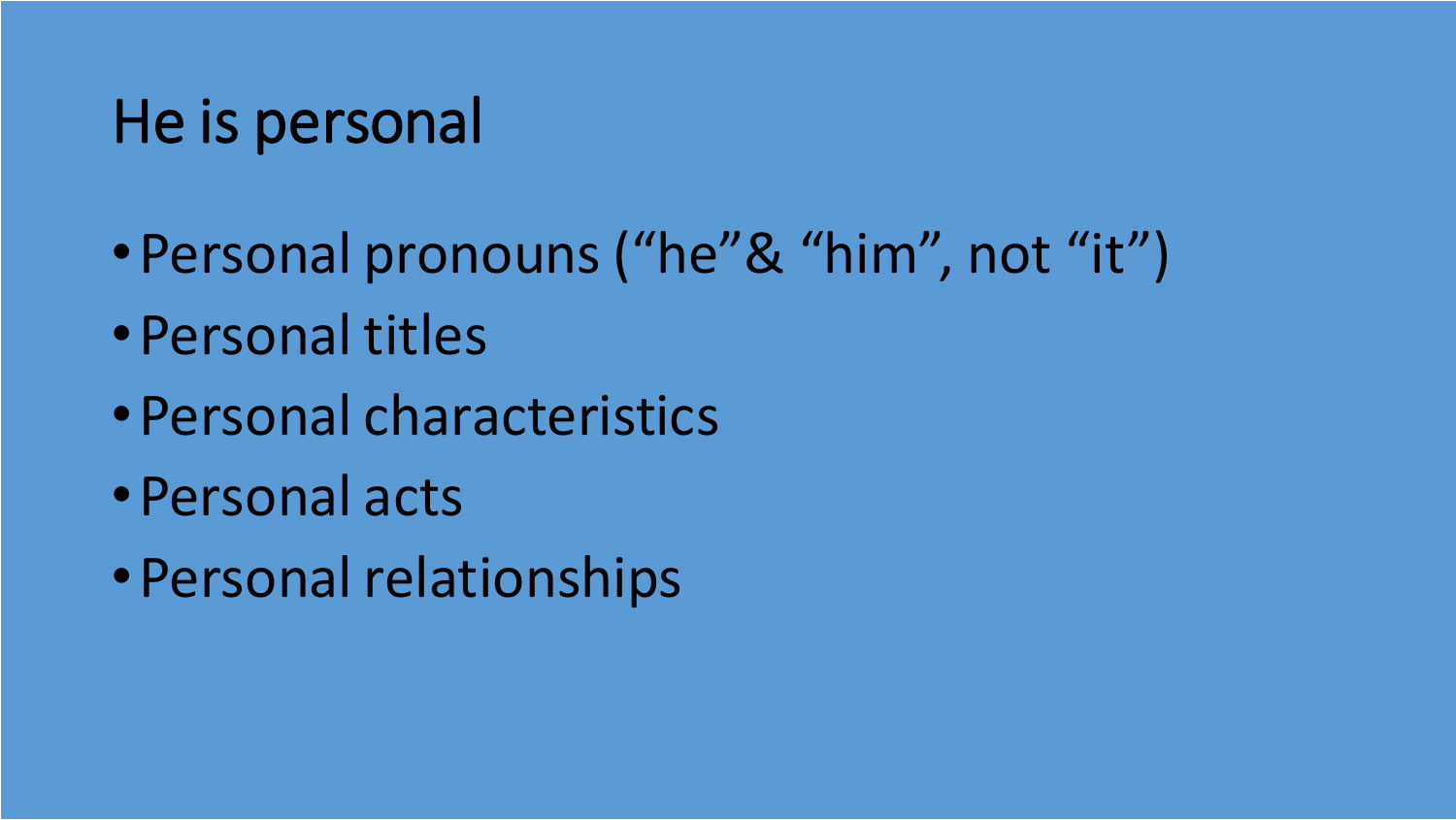# He is personal

- Personal pronouns (“he”& “him”, not “it”)
- Personal titles
- Personal characteristics
- Personal acts
- Personal relationships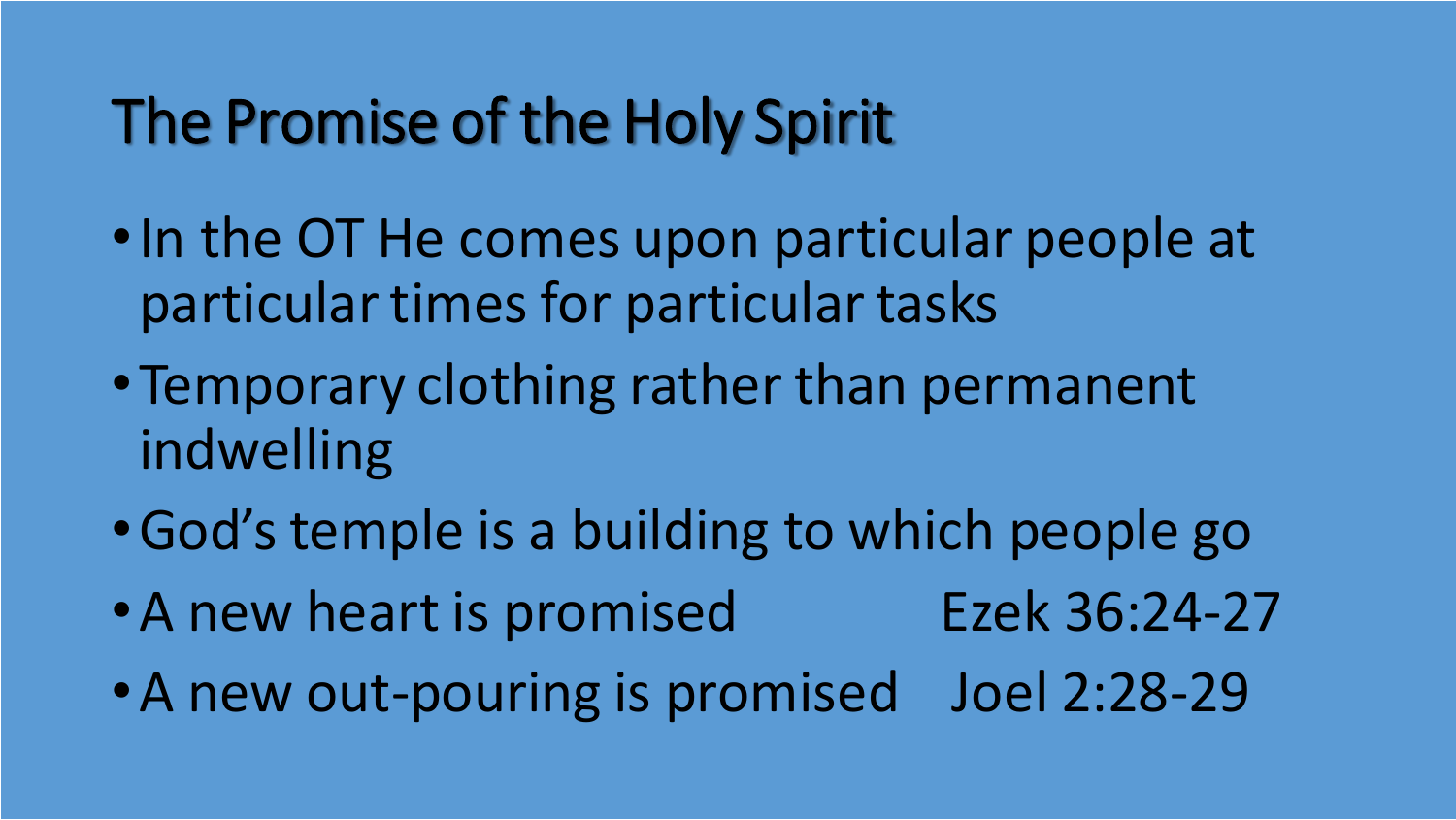# The Promise of the Holy Spirit

- In the OT He comes upon particular people at particular times for particular tasks
- Temporary clothing rather than permanent indwelling
- God's temple is a building to which people go
- A new heart is promised Ezek 36:24-27
- A new out-pouring is promised Joel 2:28-29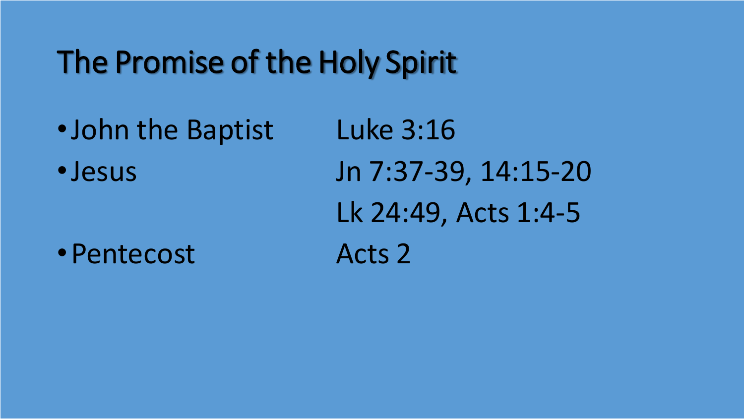# The Promise of the Holy Spirit

| | |
|---|---|
| • John the Baptist | Luke 3:16 |
| • Jesus | Jn 7:37-39, 14:15-20 |
| | Lk 24:49, Acts 1:4-5 |
| • Pentecost | Acts 2 |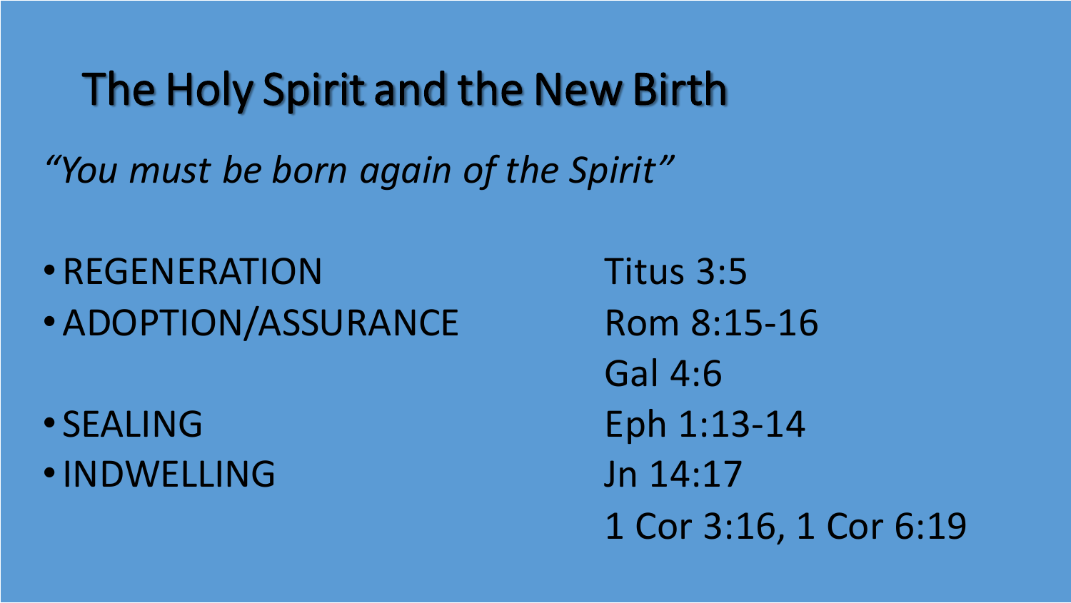# The Holy Spirit and the New Birth

*"You must be born again of the Spirit"*

| | |
|---|---|
| • REGENERATION | Titus 3:5 |
| • ADOPTION/ASSURANCE | Rom 8:15-16 |
| | Gal 4:6 |
| • SEALING | Eph 1:13-14 |
| • INDWELLING | Jn 14:17 |
| | 1 Cor 3:16, 1 Cor 6:19 |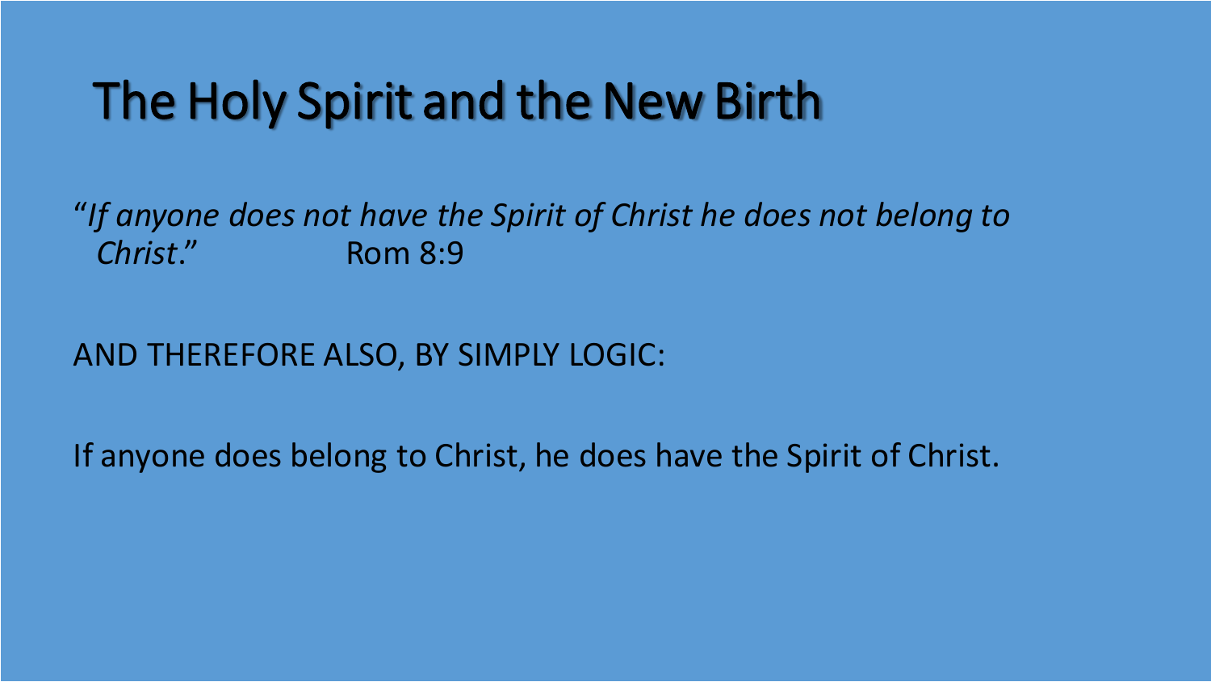# The Holy Spirit and the New Birth

"*If anyone does not have the Spirit of Christ he does not belong to Christ*." Rom 8:9

AND THEREFORE ALSO, BY SIMPLY LOGIC:

If anyone does belong to Christ, he does have the Spirit of Christ.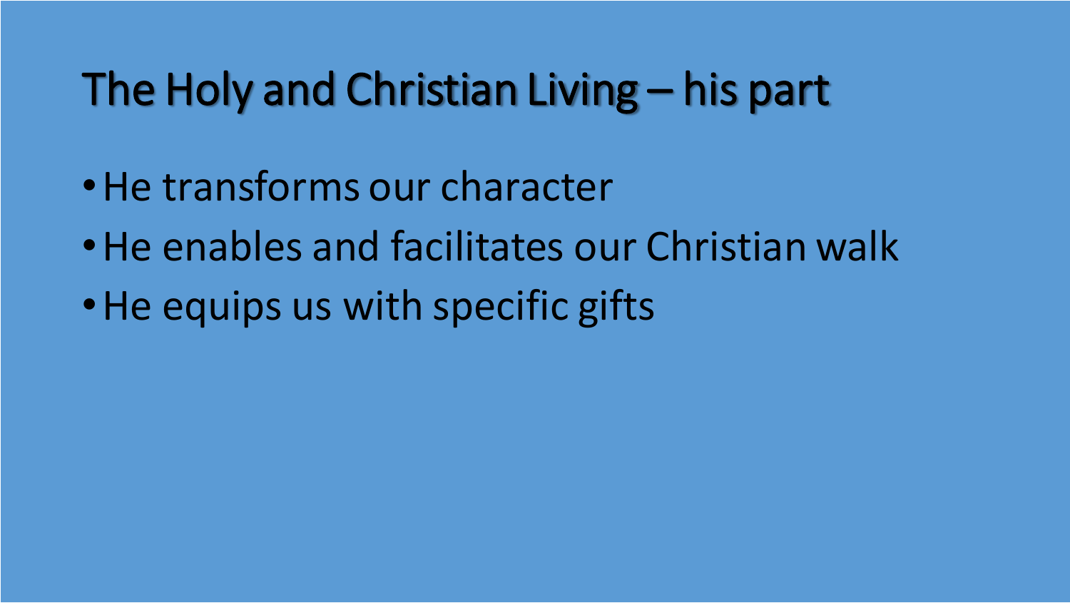# The Holy and Christian Living – his part

- He transforms our character
- He enables and facilitates our Christian walk
- He equips us with specific gifts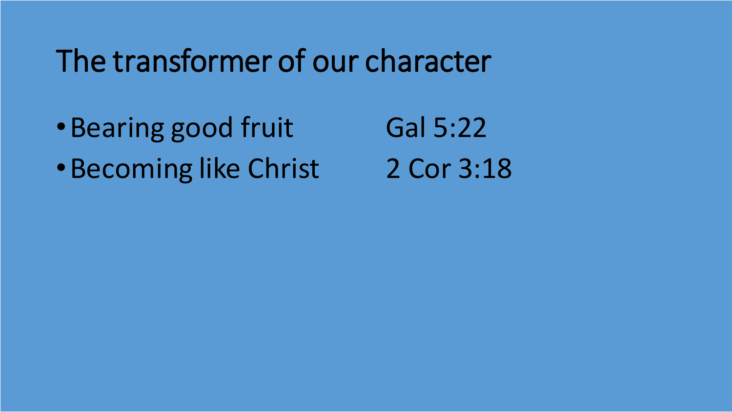# The transformer of our character

- Bearing good fruit Gal 5:22
- Becoming like Christ 2 Cor 3:18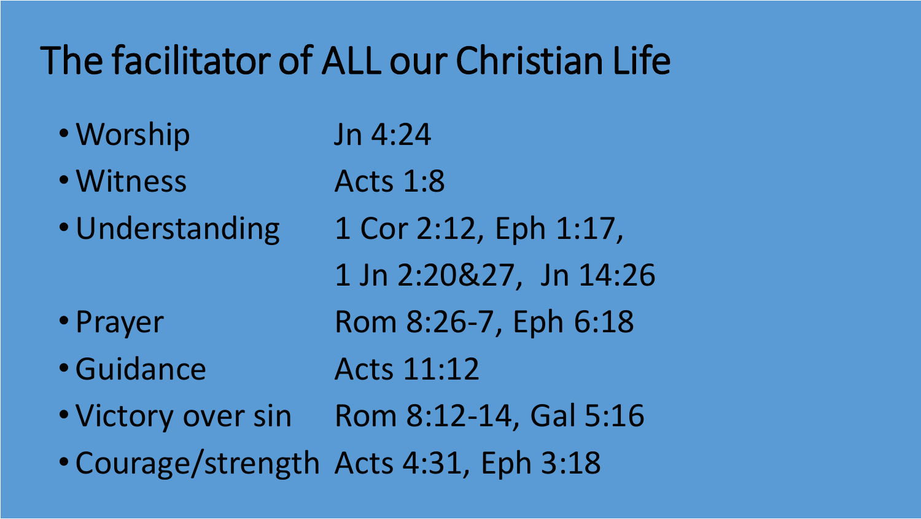# The facilitator of ALL our Christian Life

- Worship Jn 4:24
- Witness Acts 1:8
- Understanding 1 Cor 2:12, Eph 1:17, 1 Jn 2:20&27, Jn 14:26
- Prayer Rom 8:26-7, Eph 6:18
- Guidance Acts 11:12
- Victory over sin Rom 8:12-14, Gal 5:16
- Courage/strength Acts 4:31, Eph 3:18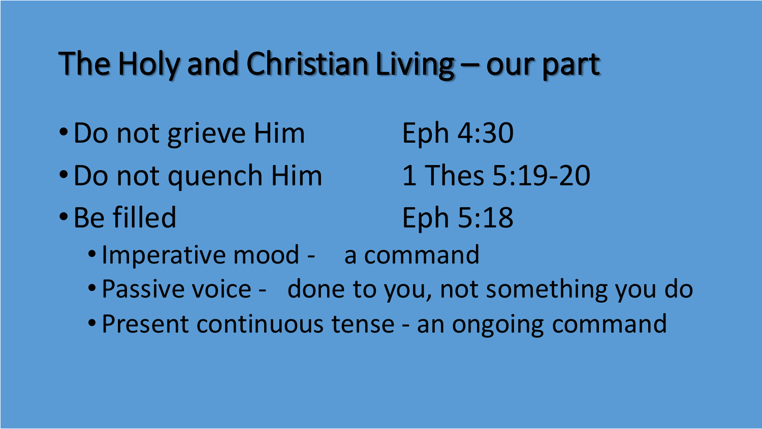# The Holy and Christian Living – our part

- Do not grieve Him — Eph 4:30
- Do not quench Him — 1 Thes 5:19-20
- Be filled — Eph 5:18
  - Imperative mood - a command
  - Passive voice - done to you, not something you do
  - Present continuous tense - an ongoing command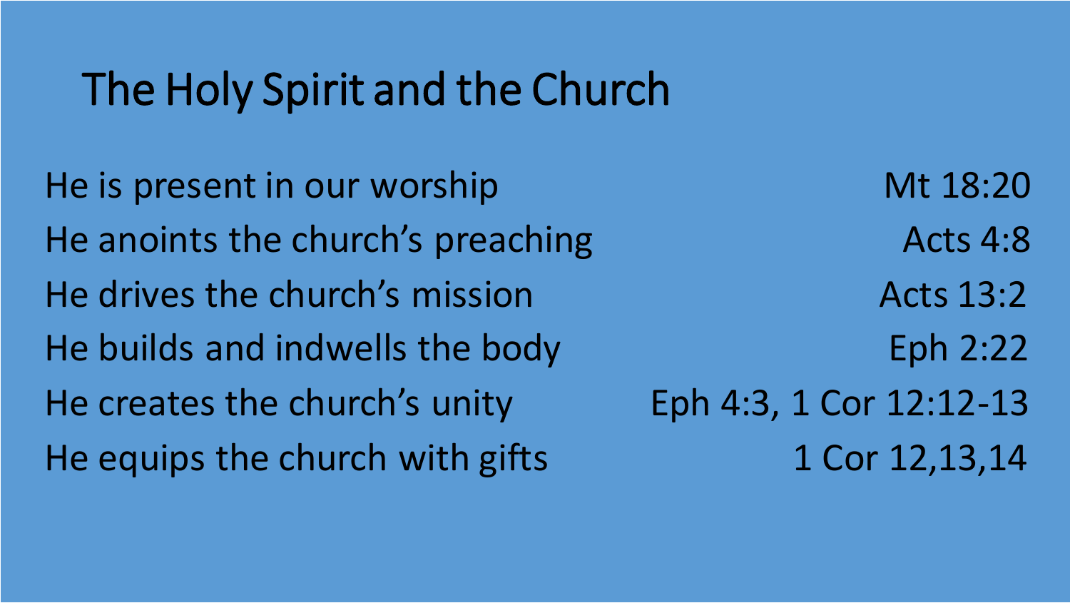# The Holy Spirit and the Church

| | |
|---|---|
| He is present in our worship | Mt 18:20 |
| He anoints the church's preaching | Acts 4:8 |
| He drives the church's mission | Acts 13:2 |
| He builds and indwells the body | Eph 2:22 |
| He creates the church's unity | Eph 4:3, 1 Cor 12:12-13 |
| He equips the church with gifts | 1 Cor 12,13,14 |